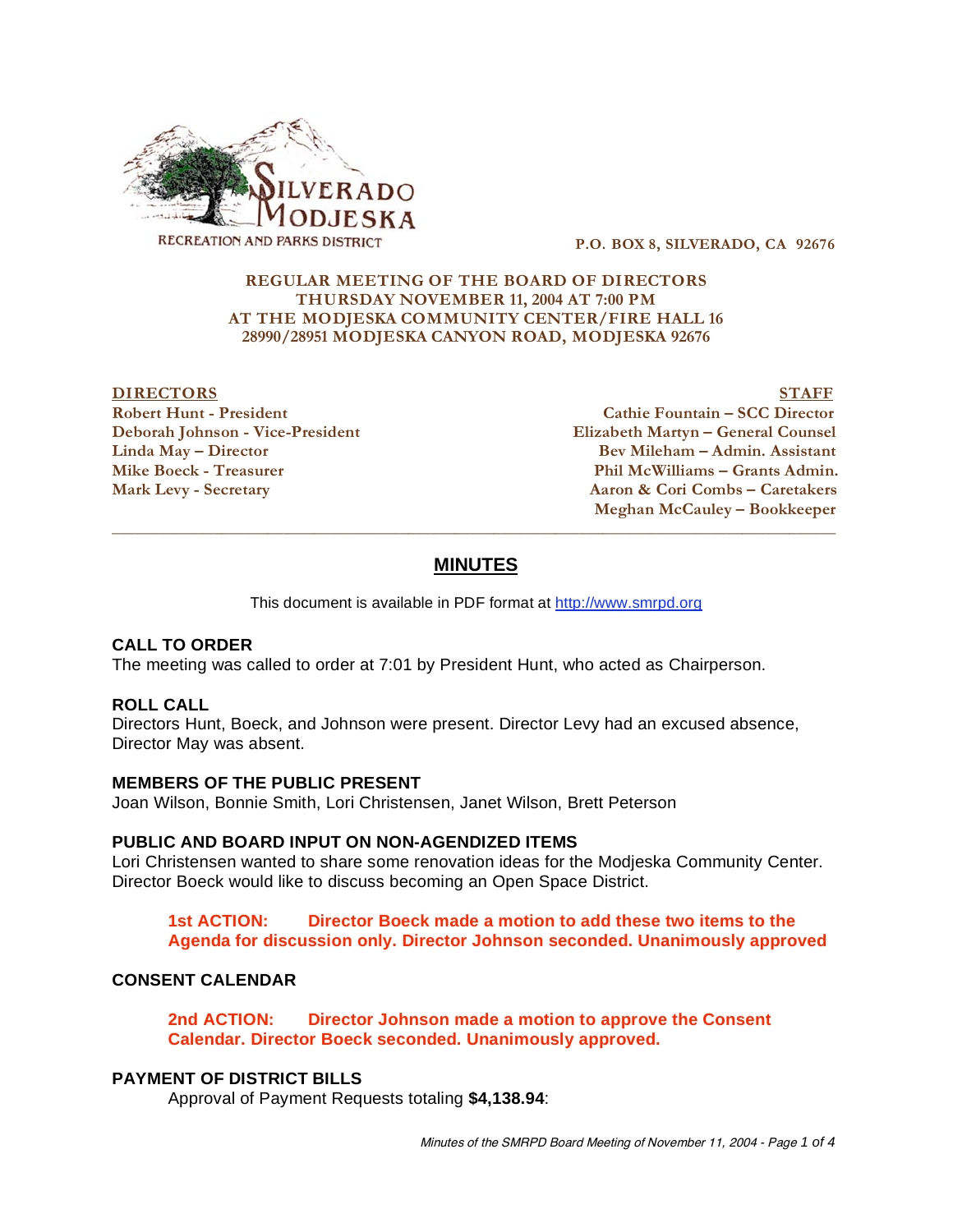SILVERADO MODJESKA
RECREATION AND PARKS DISTRICT

P.O. BOX 8, SILVERADO, CA 92676

**REGULAR MEETING OF THE BOARD OF DIRECTORS**
**THURSDAY NOVEMBER 11, 2004 AT 7:00 PM**
**AT THE MODJESKA COMMUNITY CENTER/FIRE HALL 16**
**28990/28951 MODJESKA CANYON ROAD, MODJESKA 92676**

| DIRECTORS | STAFF |
|---|---|
| Robert Hunt - President | Cathie Fountain – SCC Director |
| Deborah Johnson - Vice-President | Elizabeth Martyn – General Counsel |
| Linda May – Director | Bev Mileham – Admin. Assistant |
| Mike Boeck - Treasurer | Phil McWilliams – Grants Admin. |
| Mark Levy - Secretary | Aaron & Cori Combs – Caretakers |
| | Meghan McCauley – Bookkeeper |

---

# MINUTES

This document is available in PDF format at http://www.smrpd.org

### CALL TO ORDER

The meeting was called to order at 7:01 by President Hunt, who acted as Chairperson.

### ROLL CALL

Directors Hunt, Boeck, and Johnson were present. Director Levy had an excused absence, Director May was absent.

### MEMBERS OF THE PUBLIC PRESENT

Joan Wilson, Bonnie Smith, Lori Christensen, Janet Wilson, Brett Peterson

### PUBLIC AND BOARD INPUT ON NON-AGENDIZED ITEMS

Lori Christensen wanted to share some renovation ideas for the Modjeska Community Center. Director Boeck would like to discuss becoming an Open Space District.

> **1st ACTION: Director Boeck made a motion to add these two items to the Agenda for discussion only. Director Johnson seconded. Unanimously approved**

### CONSENT CALENDAR

> **2nd ACTION: Director Johnson made a motion to approve the Consent Calendar. Director Boeck seconded. Unanimously approved.**

### PAYMENT OF DISTRICT BILLS

Approval of Payment Requests totaling **$4,138.94**: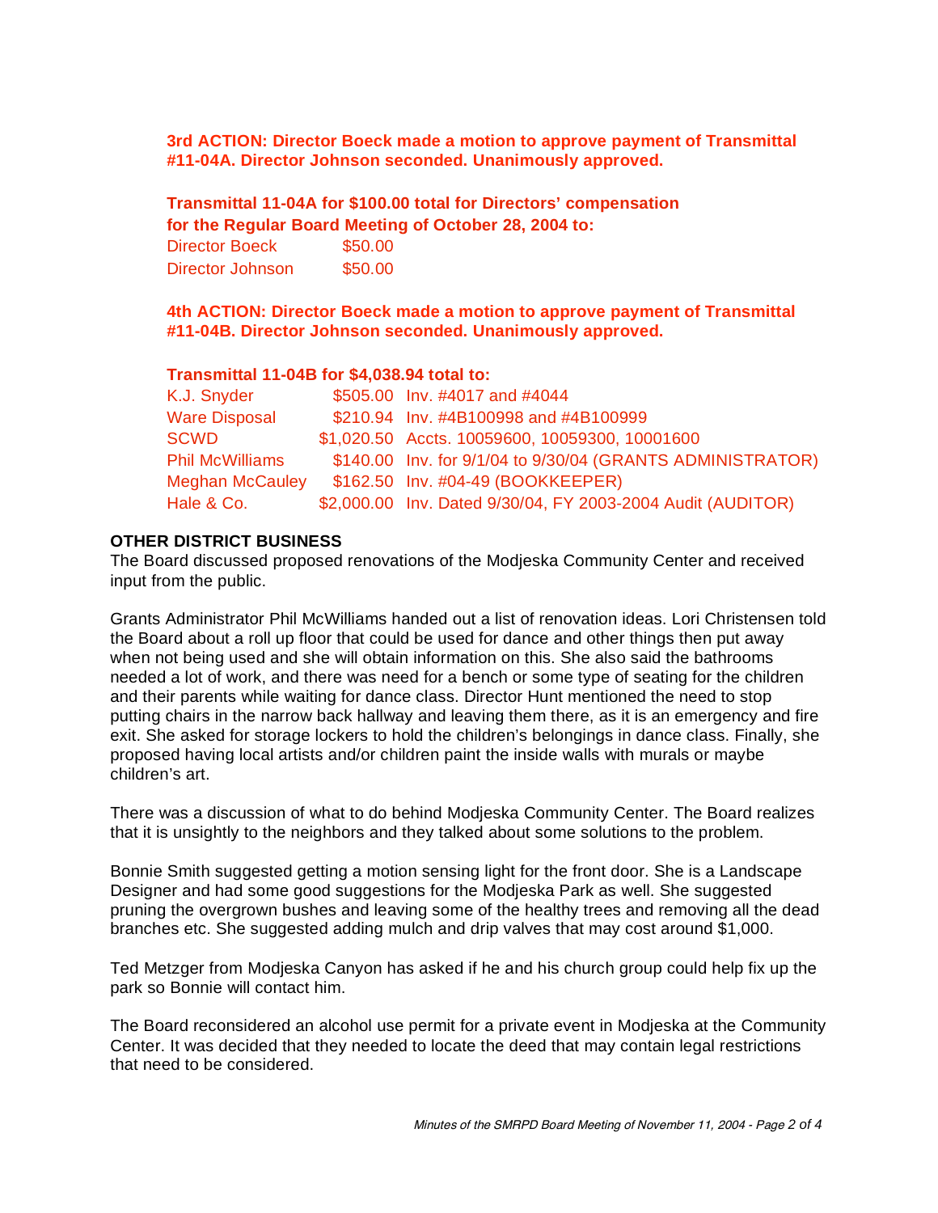**3rd ACTION: Director Boeck made a motion to approve payment of Transmittal #11-04A. Director Johnson seconded. Unanimously approved.**

**Transmittal 11-04A for $100.00 total for Directors' compensation for the Regular Board Meeting of October 28, 2004 to:**

| | |
|---|---|
| Director Boeck | $50.00 |
| Director Johnson | $50.00 |

**4th ACTION: Director Boeck made a motion to approve payment of Transmittal #11-04B. Director Johnson seconded. Unanimously approved.**

**Transmittal 11-04B for $4,038.94 total to:**

| | | |
|---|---|---|
| K.J. Snyder | $505.00 | Inv. #4017 and #4044 |
| Ware Disposal | $210.94 | Inv. #4B100998 and #4B100999 |
| SCWD | $1,020.50 | Accts. 10059600, 10059300, 10001600 |
| Phil McWilliams | $140.00 | Inv. for 9/1/04 to 9/30/04 (GRANTS ADMINISTRATOR) |
| Meghan McCauley | $162.50 | Inv. #04-49 (BOOKKEEPER) |
| Hale & Co. | $2,000.00 | Inv. Dated 9/30/04, FY 2003-2004 Audit (AUDITOR) |

**OTHER DISTRICT BUSINESS**

The Board discussed proposed renovations of the Modjeska Community Center and received input from the public.

Grants Administrator Phil McWilliams handed out a list of renovation ideas. Lori Christensen told the Board about a roll up floor that could be used for dance and other things then put away when not being used and she will obtain information on this. She also said the bathrooms needed a lot of work, and there was need for a bench or some type of seating for the children and their parents while waiting for dance class. Director Hunt mentioned the need to stop putting chairs in the narrow back hallway and leaving them there, as it is an emergency and fire exit. She asked for storage lockers to hold the children's belongings in dance class. Finally, she proposed having local artists and/or children paint the inside walls with murals or maybe children's art.

There was a discussion of what to do behind Modjeska Community Center. The Board realizes that it is unsightly to the neighbors and they talked about some solutions to the problem.

Bonnie Smith suggested getting a motion sensing light for the front door. She is a Landscape Designer and had some good suggestions for the Modjeska Park as well. She suggested pruning the overgrown bushes and leaving some of the healthy trees and removing all the dead branches etc. She suggested adding mulch and drip valves that may cost around $1,000.

Ted Metzger from Modjeska Canyon has asked if he and his church group could help fix up the park so Bonnie will contact him.

The Board reconsidered an alcohol use permit for a private event in Modjeska at the Community Center. It was decided that they needed to locate the deed that may contain legal restrictions that need to be considered.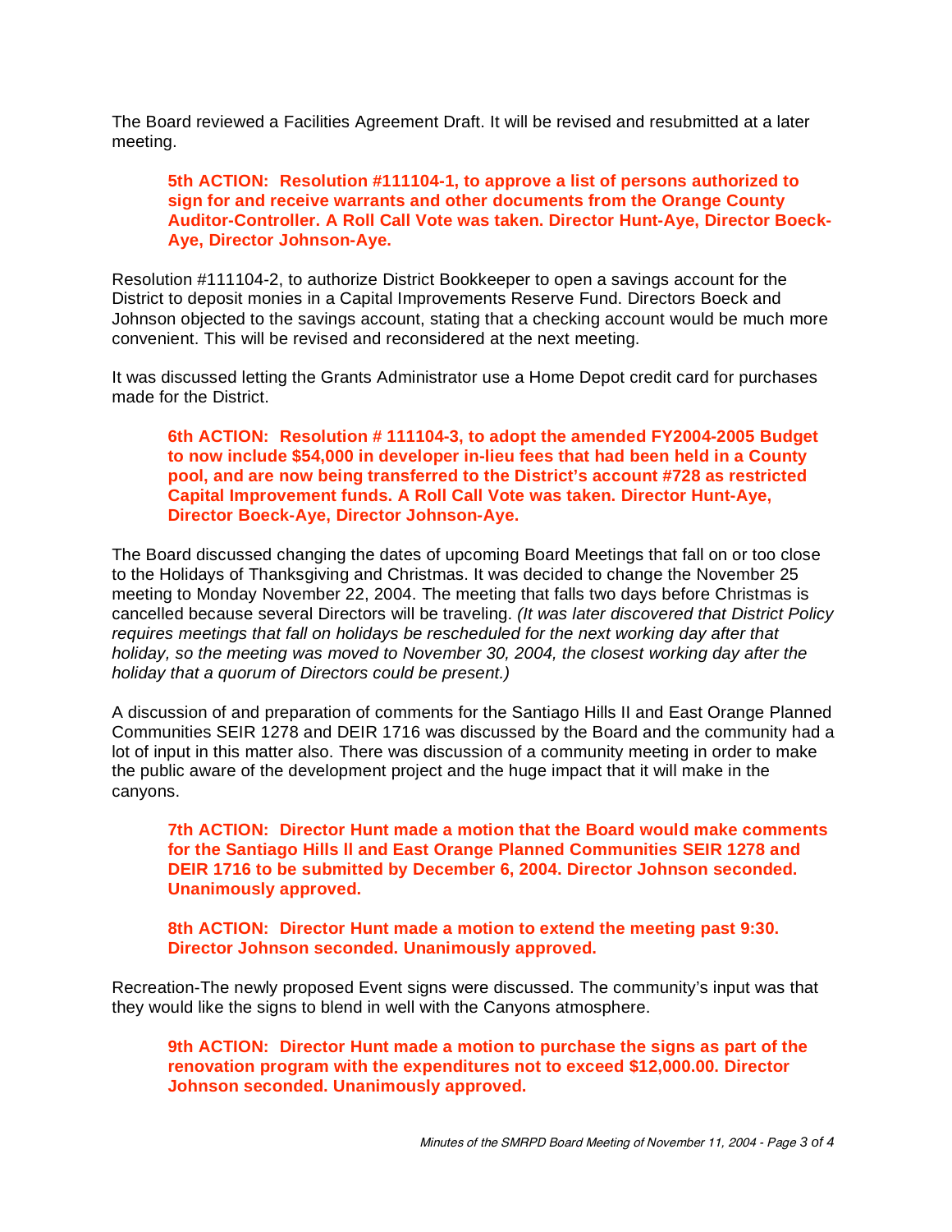The Board reviewed a Facilities Agreement Draft. It will be revised and resubmitted at a later meeting.

> **5th ACTION: Resolution #111104-1, to approve a list of persons authorized to sign for and receive warrants and other documents from the Orange County Auditor-Controller. A Roll Call Vote was taken. Director Hunt-Aye, Director Boeck-Aye, Director Johnson-Aye.**

Resolution #111104-2, to authorize District Bookkeeper to open a savings account for the District to deposit monies in a Capital Improvements Reserve Fund. Directors Boeck and Johnson objected to the savings account, stating that a checking account would be much more convenient. This will be revised and reconsidered at the next meeting.

It was discussed letting the Grants Administrator use a Home Depot credit card for purchases made for the District.

> **6th ACTION: Resolution # 111104-3, to adopt the amended FY2004-2005 Budget to now include $54,000 in developer in-lieu fees that had been held in a County pool, and are now being transferred to the District's account #728 as restricted Capital Improvement funds. A Roll Call Vote was taken. Director Hunt-Aye, Director Boeck-Aye, Director Johnson-Aye.**

The Board discussed changing the dates of upcoming Board Meetings that fall on or too close to the Holidays of Thanksgiving and Christmas. It was decided to change the November 25 meeting to Monday November 22, 2004. The meeting that falls two days before Christmas is cancelled because several Directors will be traveling. *(It was later discovered that District Policy requires meetings that fall on holidays be rescheduled for the next working day after that holiday, so the meeting was moved to November 30, 2004, the closest working day after the holiday that a quorum of Directors could be present.)*

A discussion of and preparation of comments for the Santiago Hills II and East Orange Planned Communities SEIR 1278 and DEIR 1716 was discussed by the Board and the community had a lot of input in this matter also. There was discussion of a community meeting in order to make the public aware of the development project and the huge impact that it will make in the canyons.

> **7th ACTION: Director Hunt made a motion that the Board would make comments for the Santiago Hills II and East Orange Planned Communities SEIR 1278 and DEIR 1716 to be submitted by December 6, 2004. Director Johnson seconded. Unanimously approved.**

> **8th ACTION: Director Hunt made a motion to extend the meeting past 9:30. Director Johnson seconded. Unanimously approved.**

Recreation-The newly proposed Event signs were discussed. The community's input was that they would like the signs to blend in well with the Canyons atmosphere.

> **9th ACTION: Director Hunt made a motion to purchase the signs as part of the renovation program with the expenditures not to exceed $12,000.00. Director Johnson seconded. Unanimously approved.**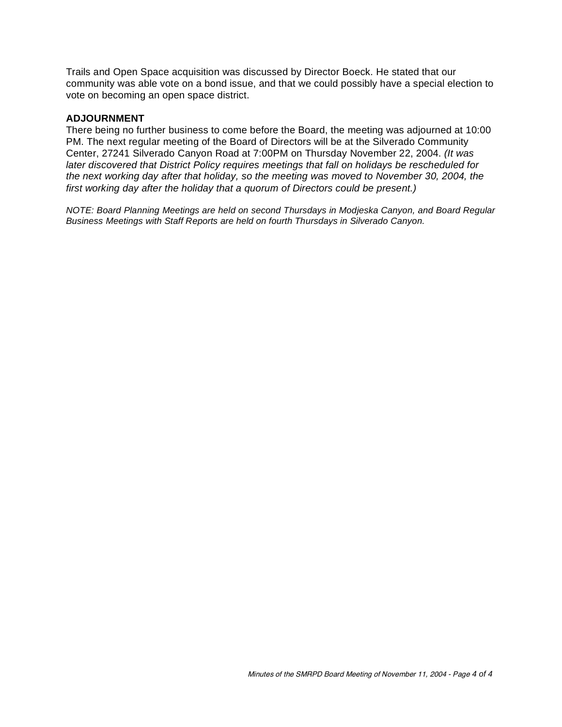Trails and Open Space acquisition was discussed by Director Boeck. He stated that our community was able vote on a bond issue, and that we could possibly have a special election to vote on becoming an open space district.

**ADJOURNMENT**

There being no further business to come before the Board, the meeting was adjourned at 10:00 PM. The next regular meeting of the Board of Directors will be at the Silverado Community Center, 27241 Silverado Canyon Road at 7:00PM on Thursday November 22, 2004. *(It was later discovered that District Policy requires meetings that fall on holidays be rescheduled for the next working day after that holiday, so the meeting was moved to November 30, 2004, the first working day after the holiday that a quorum of Directors could be present.)*

*NOTE: Board Planning Meetings are held on second Thursdays in Modjeska Canyon, and Board Regular Business Meetings with Staff Reports are held on fourth Thursdays in Silverado Canyon.*